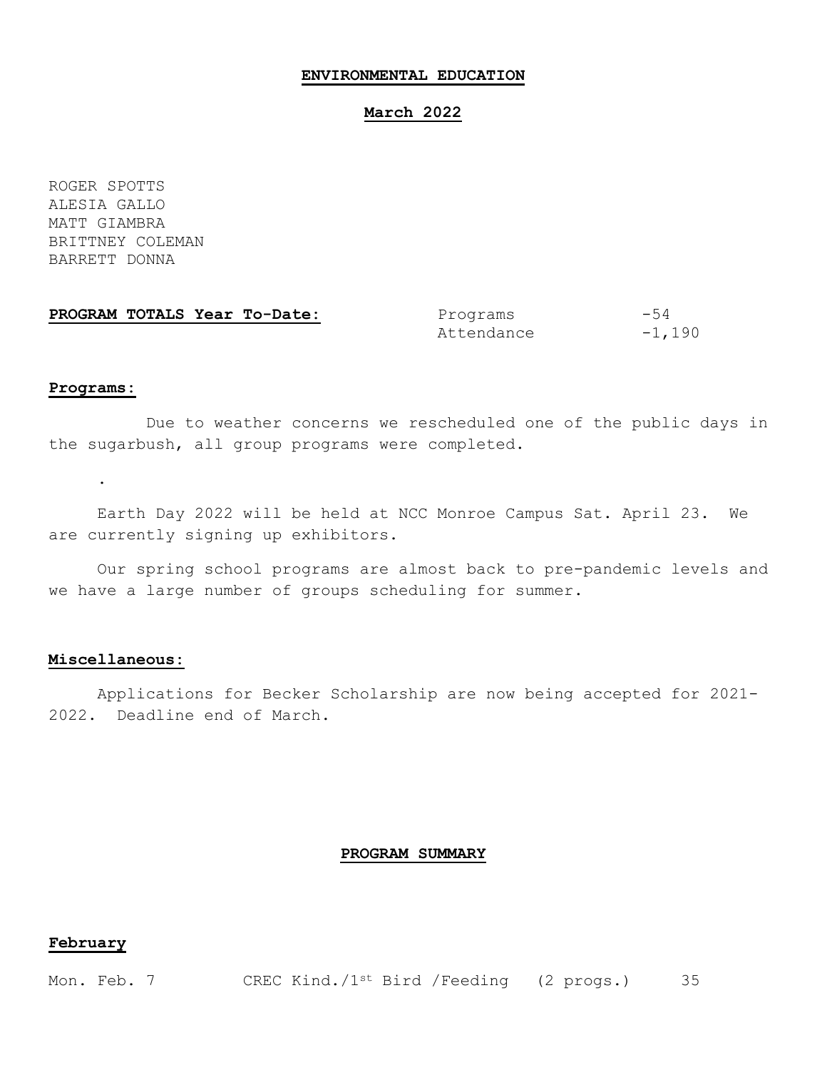# ENVIRONMENTAL EDUCATION

## March 2022

ROGER SPOTTS
ALESIA GALLO
MATT GIAMBRA
BRITTNEY COLEMAN
BARRETT DONNA

**PROGRAM TOTALS Year To-Date:**

| | |
|---|---|
| Programs | -54 |
| Attendance | -1,190 |

**Programs:**

Due to weather concerns we rescheduled one of the public days in the sugarbush, all group programs were completed.

.

Earth Day 2022 will be held at NCC Monroe Campus Sat. April 23. We are currently signing up exhibitors.

Our spring school programs are almost back to pre-pandemic levels and we have a large number of groups scheduling for summer.

**Miscellaneous:**

Applications for Becker Scholarship are now being accepted for 2021-2022. Deadline end of March.

## PROGRAM SUMMARY

**February**

| | | | |
|---|---|---|---|
| Mon. Feb. 7 | CREC Kind./1st Bird /Feeding | (2 progs.) | 35 |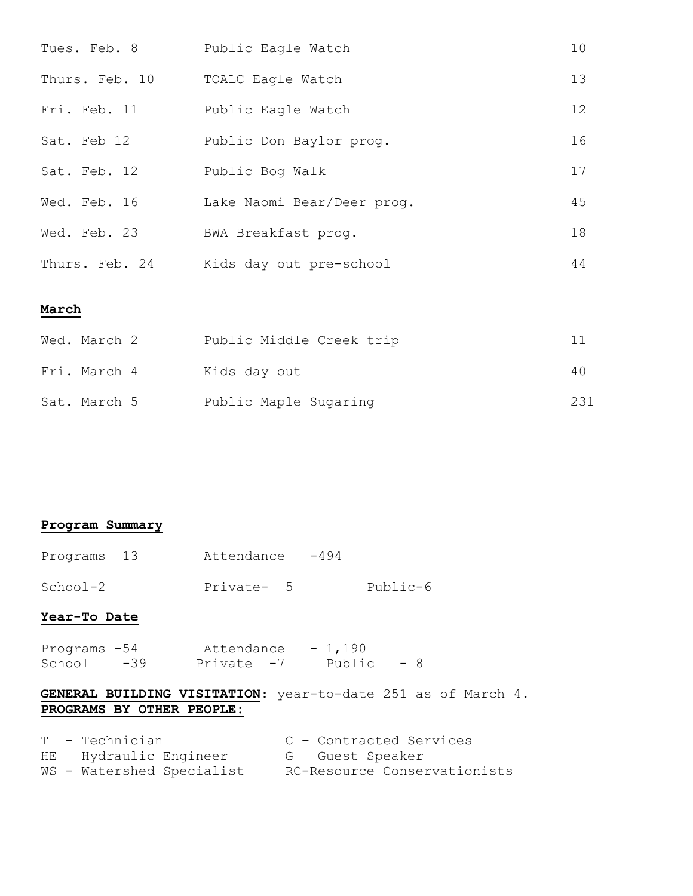| | | |
|---|---|---|
| Tues. Feb. 8 | Public Eagle Watch | 10 |
| Thurs. Feb. 10 | TOALC Eagle Watch | 13 |
| Fri. Feb. 11 | Public Eagle Watch | 12 |
| Sat. Feb 12 | Public Don Baylor prog. | 16 |
| Sat. Feb. 12 | Public Bog Walk | 17 |
| Wed. Feb. 16 | Lake Naomi Bear/Deer prog. | 45 |
| Wed. Feb. 23 | BWA Breakfast prog. | 18 |
| Thurs. Feb. 24 | Kids day out pre-school | 44 |

**March**

| | | |
|---|---|---|
| Wed. March 2 | Public Middle Creek trip | 11 |
| Fri. March 4 | Kids day out | 40 |
| Sat. March 5 | Public Maple Sugaring | 231 |

**Program Summary**

Programs –13 Attendance -494

School-2 Private- 5 Public-6

**Year-To Date**

Programs –54 Attendance - 1,190
School -39 Private -7 Public - 8

**GENERAL BUILDING VISITATION**: year-to-date 251 as of March 4.
**PROGRAMS BY OTHER PEOPLE:**

T – Technician
HE – Hydraulic Engineer
WS - Watershed Specialist
C – Contracted Services
G – Guest Speaker
RC-Resource Conservationists